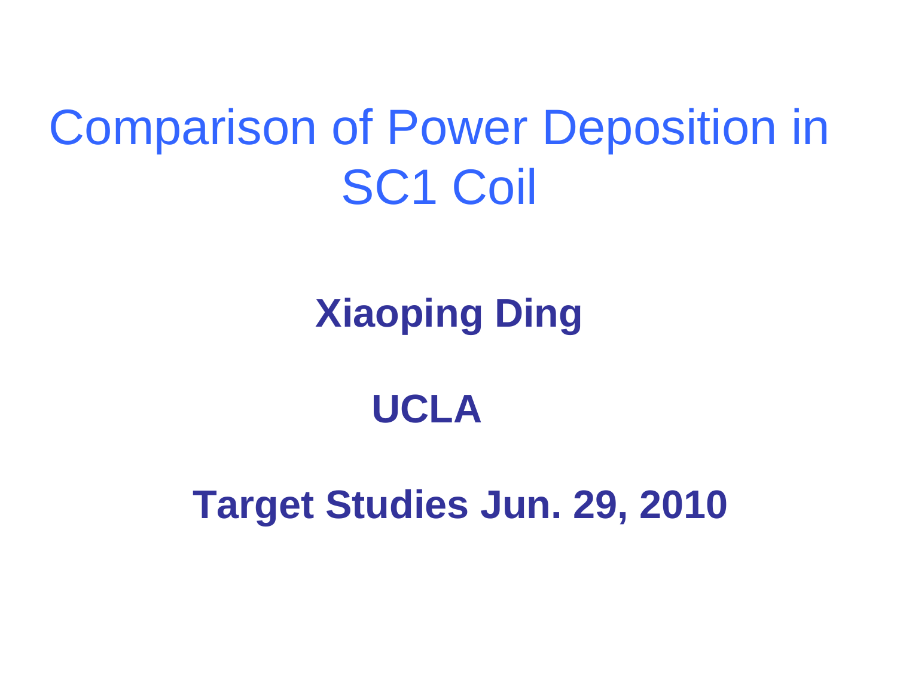# Comparison of Power Deposition in SC1 Coil

**Xiaoping Ding**

**UCLA**

**Target Studies Jun. 29, 2010**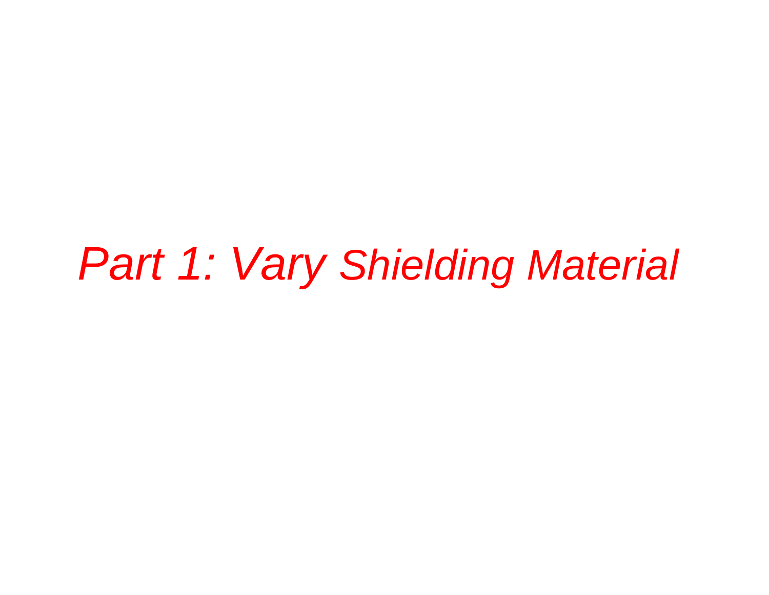# *Part 1: Vary Shielding Material*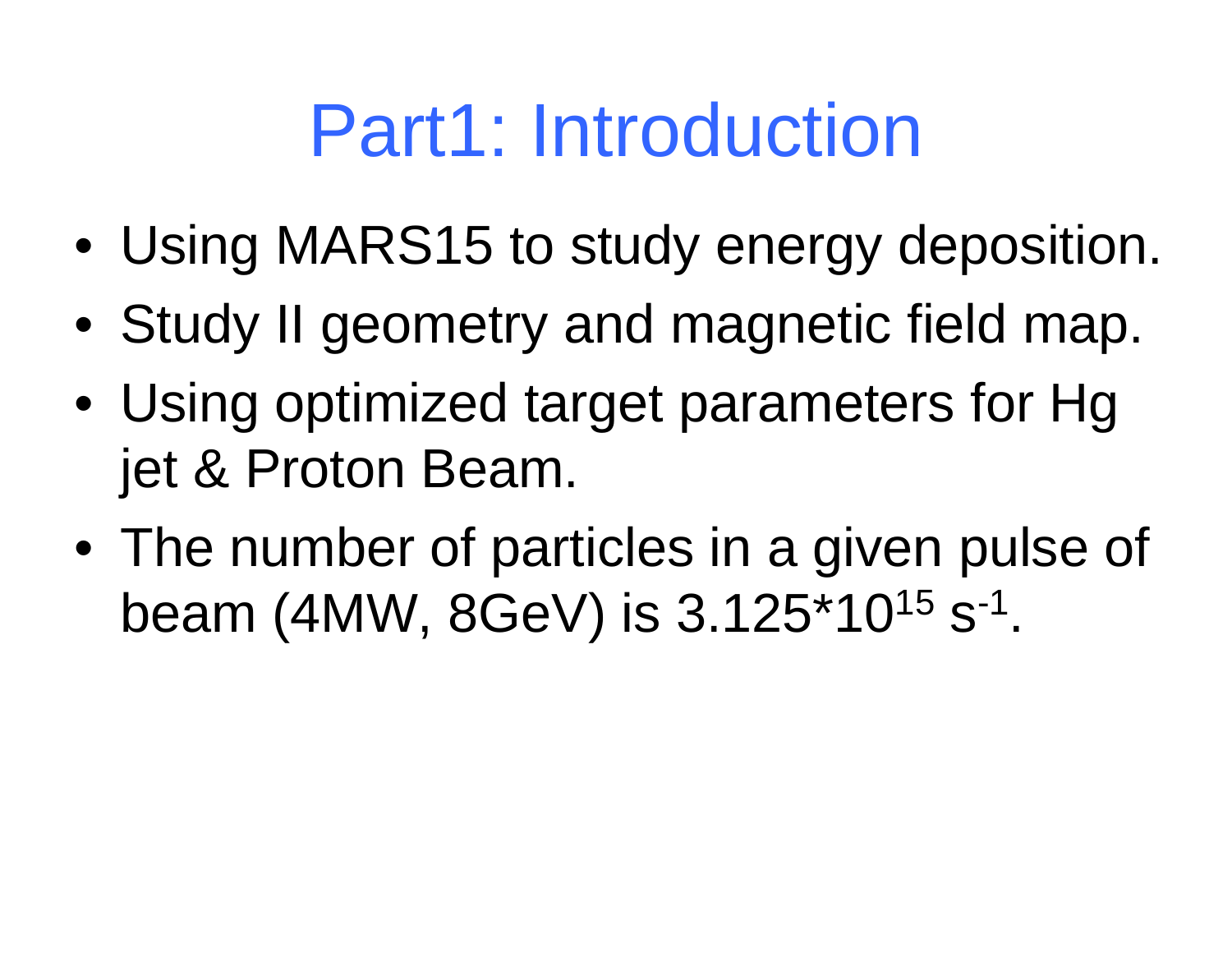# Part1: Introduction

- Using MARS15 to study energy deposition.
- Study II geometry and magnetic field map.
- Using optimized target parameters for Hg jet & Proton Beam.
- The number of particles in a given pulse of beam (4MW, 8GeV) is $3.125*10^{15}$ $s^{-1}$.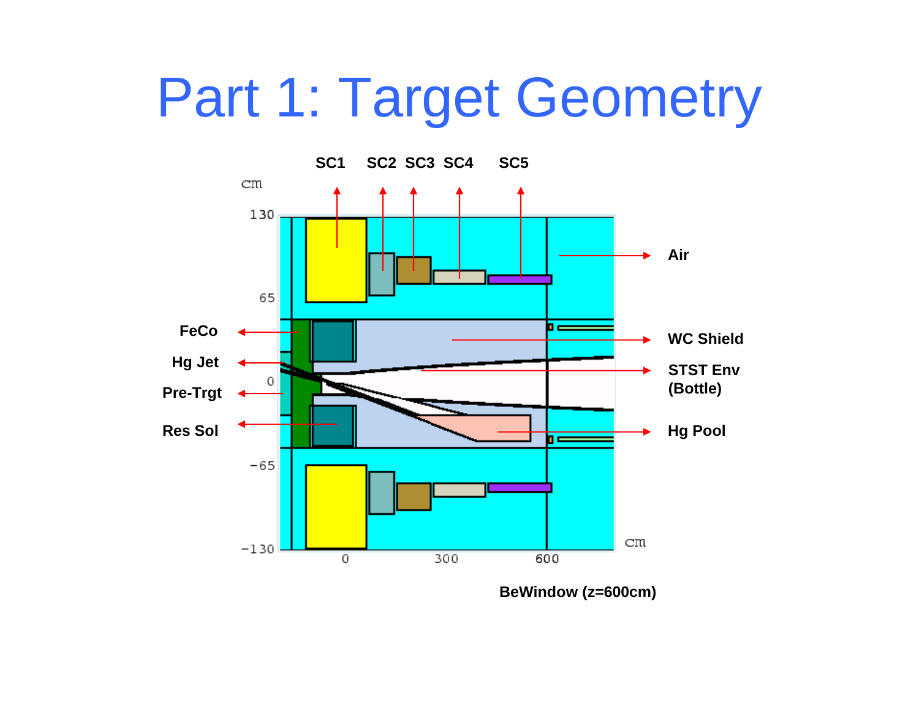# Part 1: Target Geometry

SC1 SC2 SC3 SC4 SC5

cm

130

65

0

-65

-130

0 300 600

cm

Air

WC Shield

STST Env (Bottle)

Hg Pool

FeCo

Hg Jet

Pre-Trgt

Res Sol

BeWindow (z=600cm)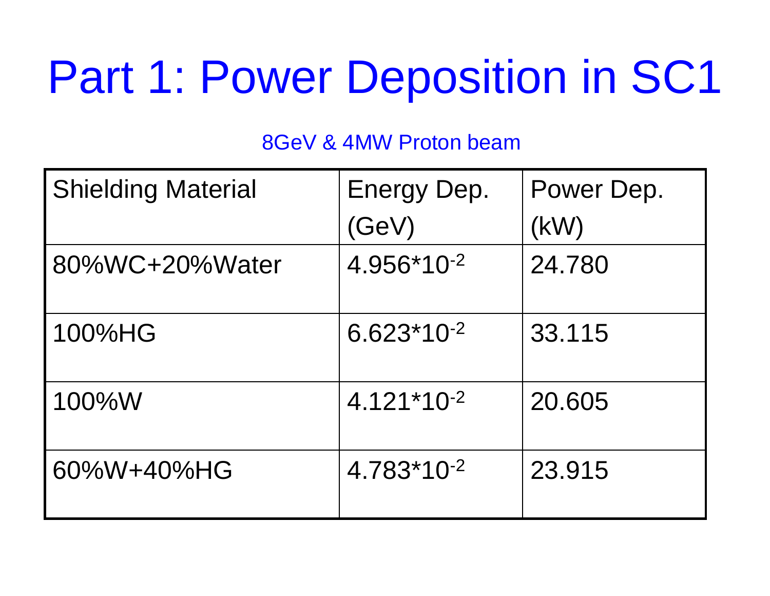# Part 1: Power Deposition in SC1

8GeV & 4MW Proton beam

| Shielding Material | Energy Dep. (GeV) | Power Dep. (kW) |
|---|---|---|
| 80%WC+20%Water | $4.956*10^{-2}$ | 24.780 |
| 100%HG | $6.623*10^{-2}$ | 33.115 |
| 100%W | $4.121*10^{-2}$ | 20.605 |
| 60%W+40%HG | $4.783*10^{-2}$ | 23.915 |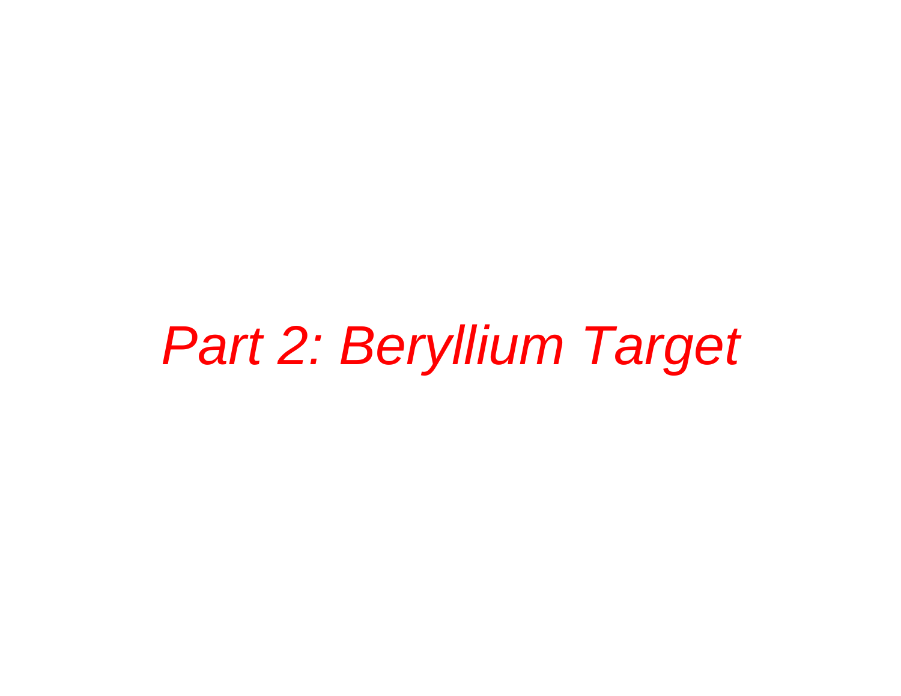# *Part 2: Beryllium Target*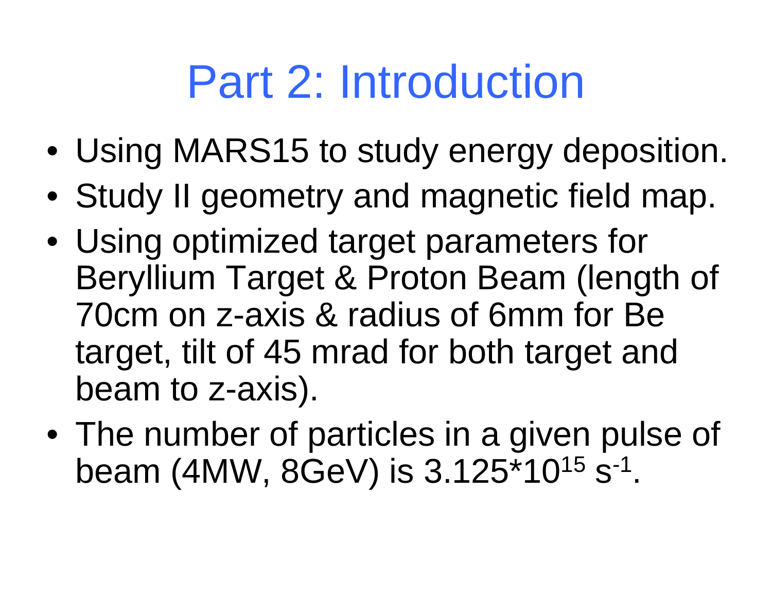# Part 2: Introduction

- Using MARS15 to study energy deposition.
- Study II geometry and magnetic field map.
- Using optimized target parameters for Beryllium Target & Proton Beam (length of 70cm on z-axis & radius of 6mm for Be target, tilt of 45 mrad for both target and beam to z-axis).
- The number of particles in a given pulse of beam (4MW, 8GeV) is $3.125*10^{15}$ $s^{-1}$.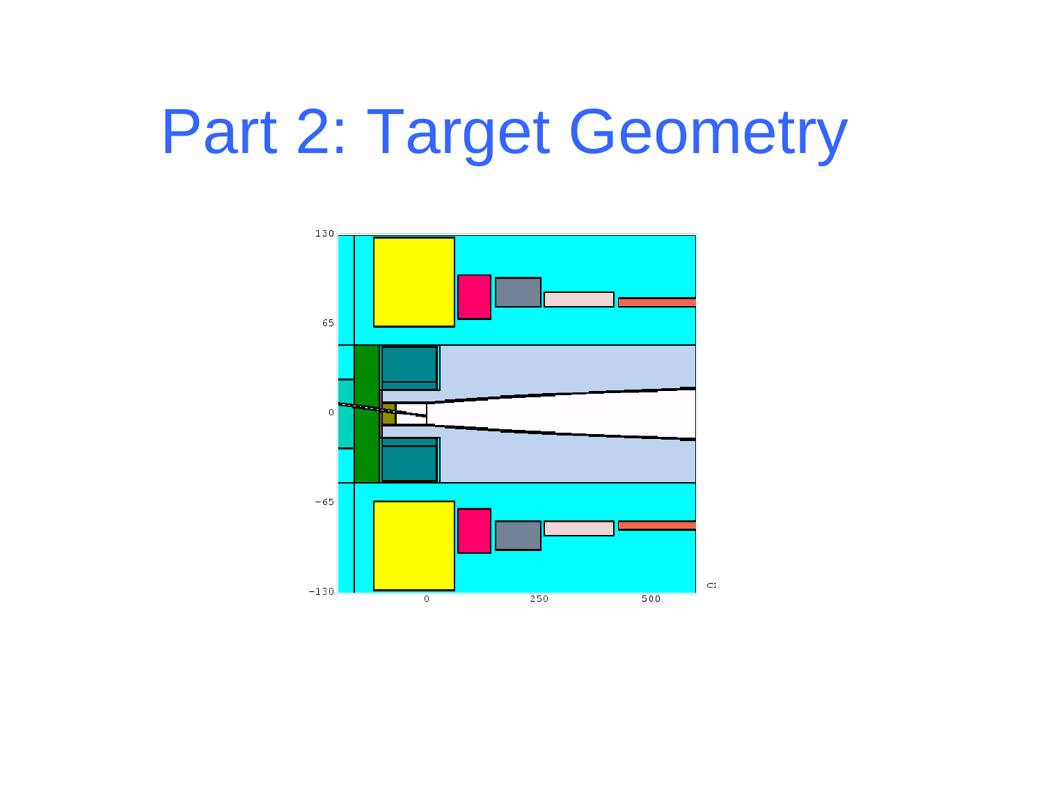# Part 2: Target Geometry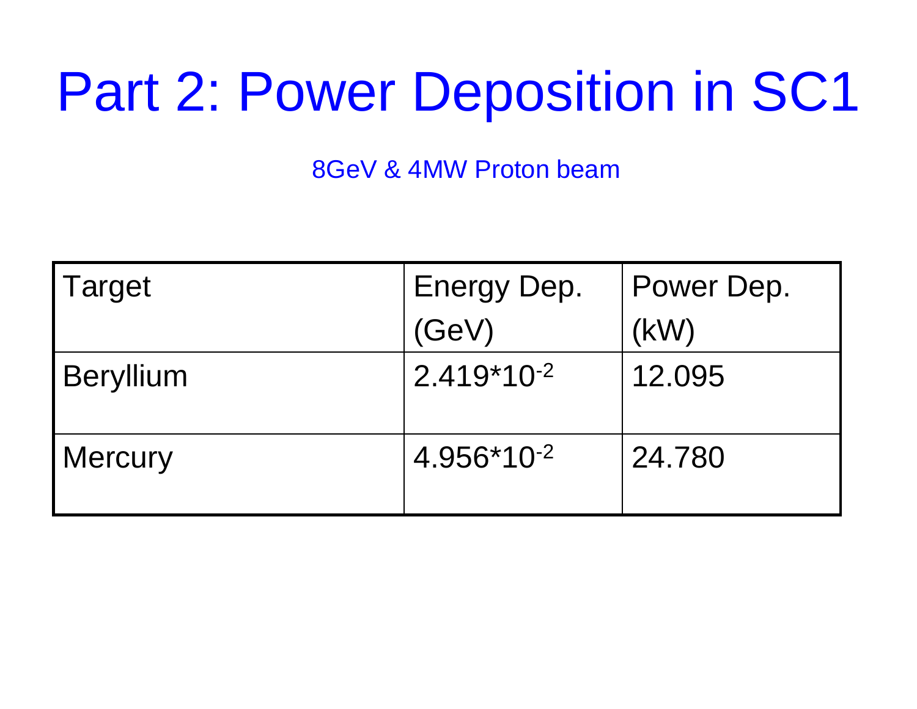# Part 2: Power Deposition in SC1

8GeV & 4MW Proton beam

| Target | Energy Dep. (GeV) | Power Dep. (kW) |
|---|---|---|
| Beryllium | $2.419*10^{-2}$ | 12.095 |
| Mercury | $4.956*10^{-2}$ | 24.780 |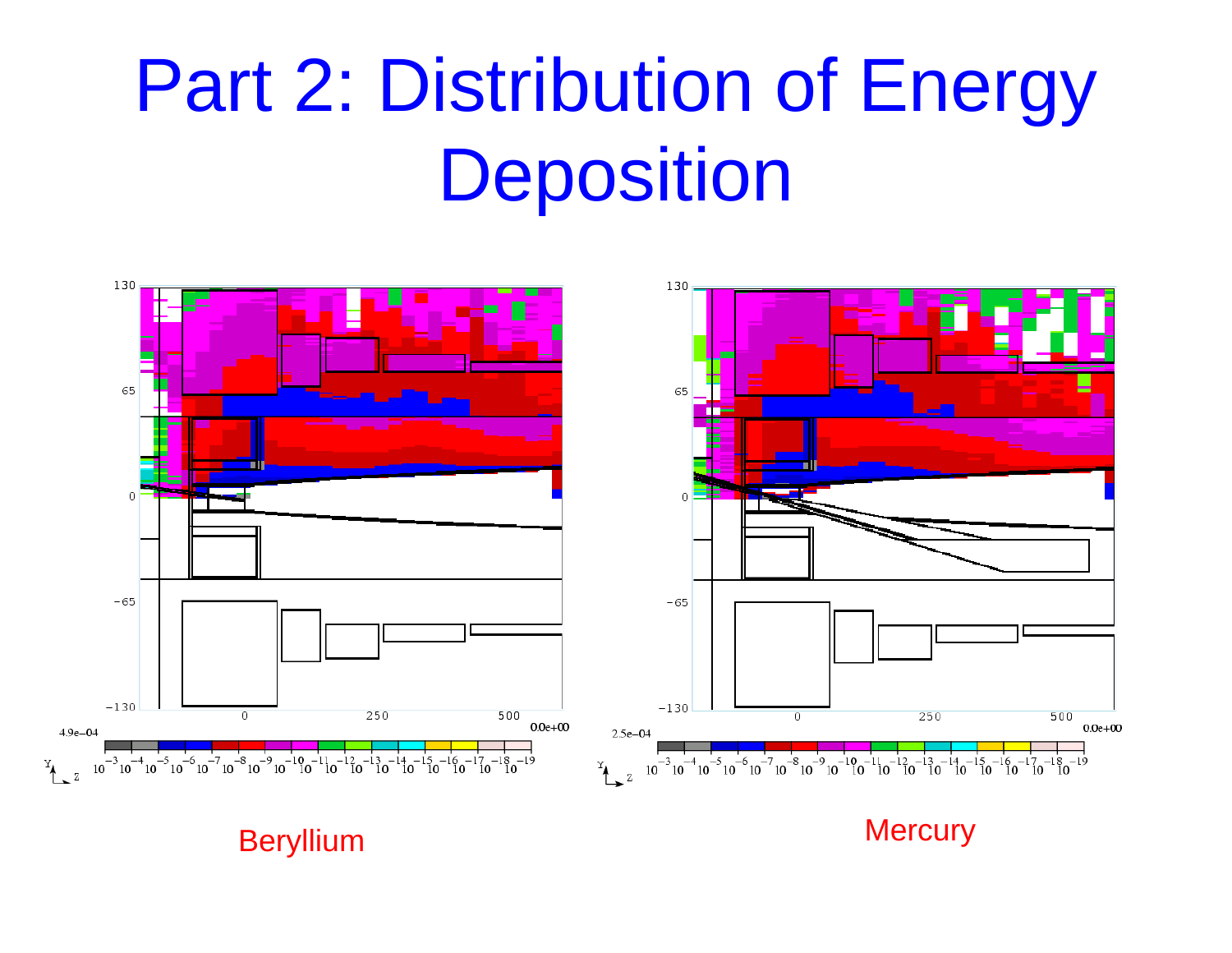# Part 2: Distribution of Energy Deposition

Beryllium

Mercury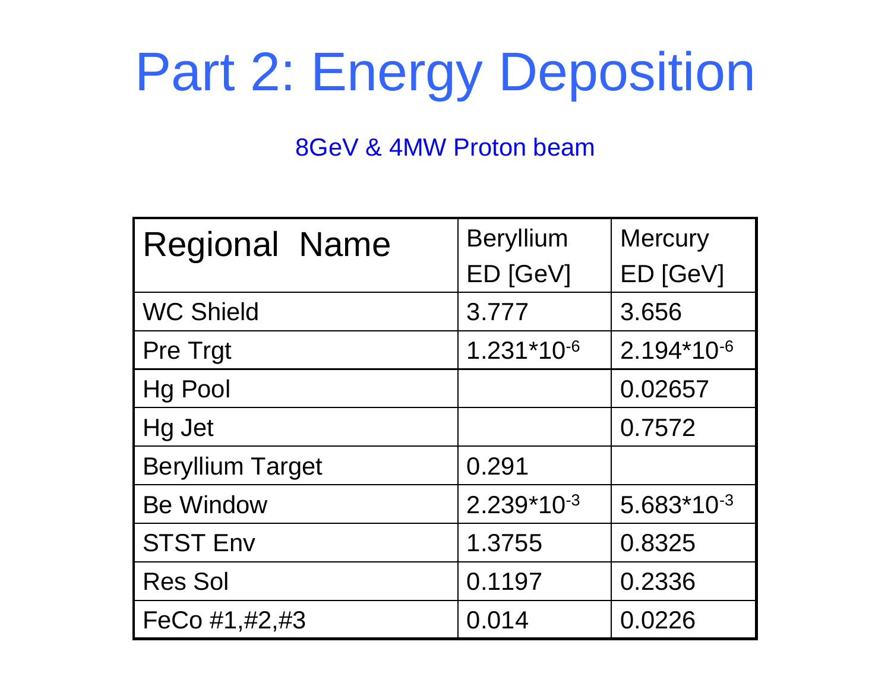# Part 2: Energy Deposition

8GeV & 4MW Proton beam

| Regional Name | Beryllium ED [GeV] | Mercury ED [GeV] |
|---|---|---|
| WC Shield | 3.777 | 3.656 |
| Pre Trgt | $1.231 \times 10^{-6}$ | $2.194 \times 10^{-6}$ |
| Hg Pool | | 0.02657 |
| Hg Jet | | 0.7572 |
| Beryllium Target | 0.291 | |
| Be Window | $2.239 \times 10^{-3}$ | $5.683 \times 10^{-3}$ |
| STST Env | 1.3755 | 0.8325 |
| Res Sol | 0.1197 | 0.2336 |
| FeCo #1,#2,#3 | 0.014 | 0.0226 |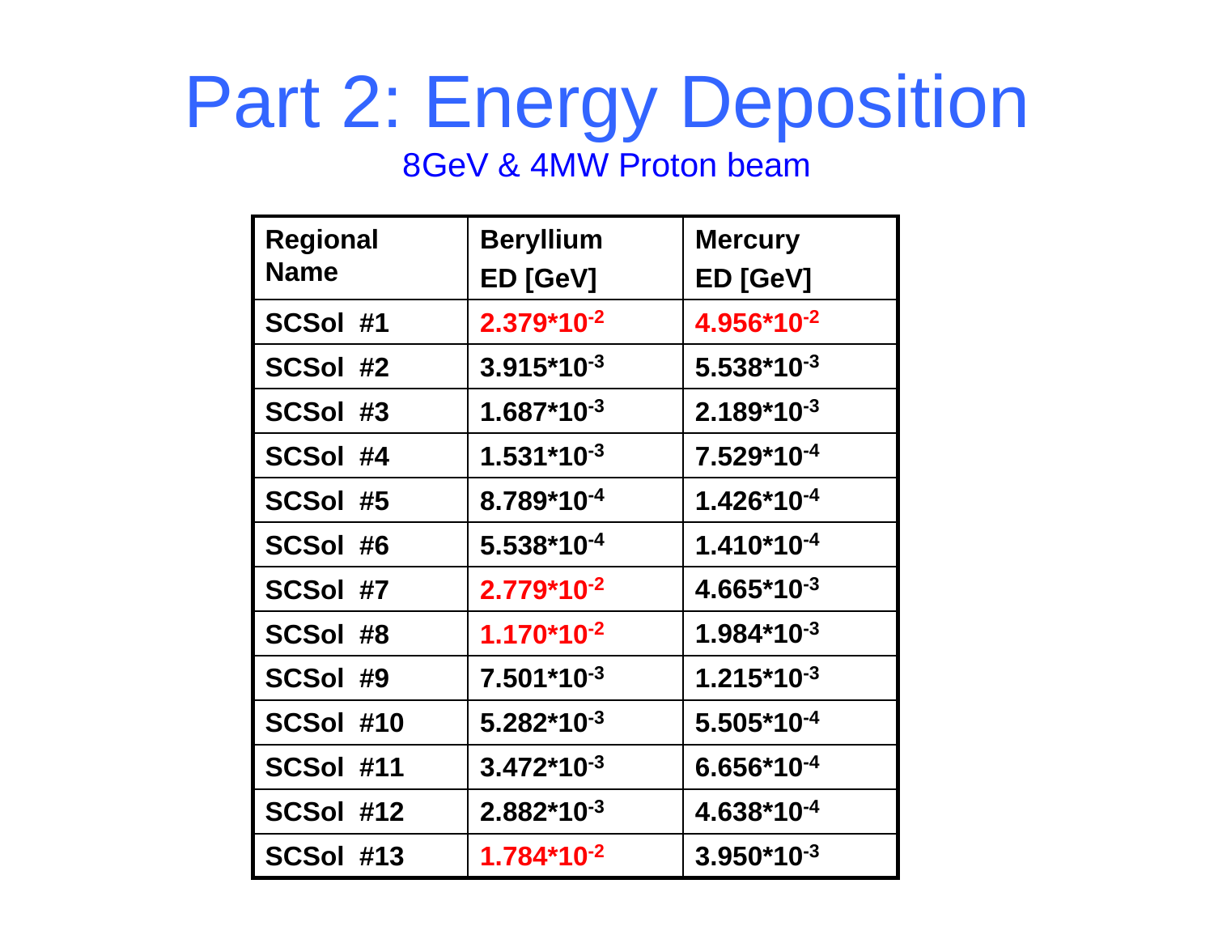# Part 2: Energy Deposition

8GeV & 4MW Proton beam

| Regional Name | Beryllium ED [GeV] | Mercury ED [GeV] |
|---|---|---|
| SCSol #1 | $2.379 \times 10^{-2}$ | $4.956 \times 10^{-2}$ |
| SCSol #2 | $3.915 \times 10^{-3}$ | $5.538 \times 10^{-3}$ |
| SCSol #3 | $1.687 \times 10^{-3}$ | $2.189 \times 10^{-3}$ |
| SCSol #4 | $1.531 \times 10^{-3}$ | $7.529 \times 10^{-4}$ |
| SCSol #5 | $8.789 \times 10^{-4}$ | $1.426 \times 10^{-4}$ |
| SCSol #6 | $5.538 \times 10^{-4}$ | $1.410 \times 10^{-4}$ |
| SCSol #7 | $2.779 \times 10^{-2}$ | $4.665 \times 10^{-3}$ |
| SCSol #8 | $1.170 \times 10^{-2}$ | $1.984 \times 10^{-3}$ |
| SCSol #9 | $7.501 \times 10^{-3}$ | $1.215 \times 10^{-3}$ |
| SCSol #10 | $5.282 \times 10^{-3}$ | $5.505 \times 10^{-4}$ |
| SCSol #11 | $3.472 \times 10^{-3}$ | $6.656 \times 10^{-4}$ |
| SCSol #12 | $2.882 \times 10^{-3}$ | $4.638 \times 10^{-4}$ |
| SCSol #13 | $1.784 \times 10^{-2}$ | $3.950 \times 10^{-3}$ |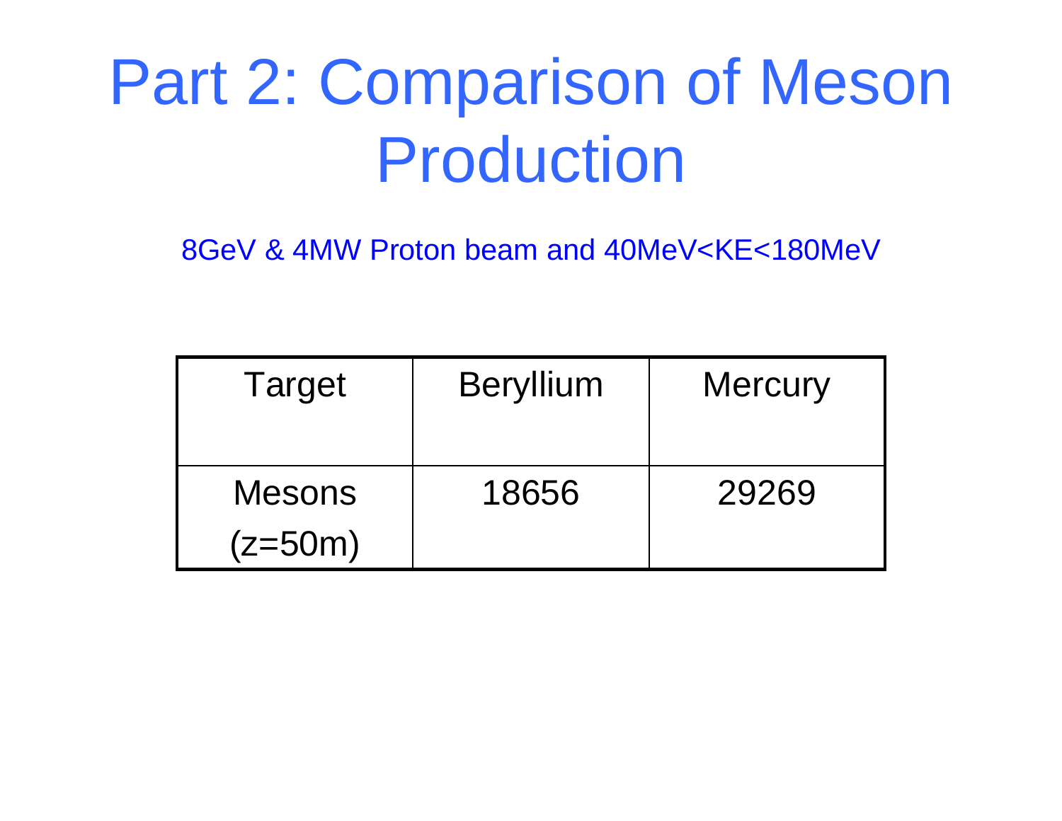# Part 2: Comparison of Meson Production

8GeV & 4MW Proton beam and 40MeV<KE<180MeV

| Target | Beryllium | Mercury |
|---|---|---|
| Mesons (z=50m) | 18656 | 29269 |